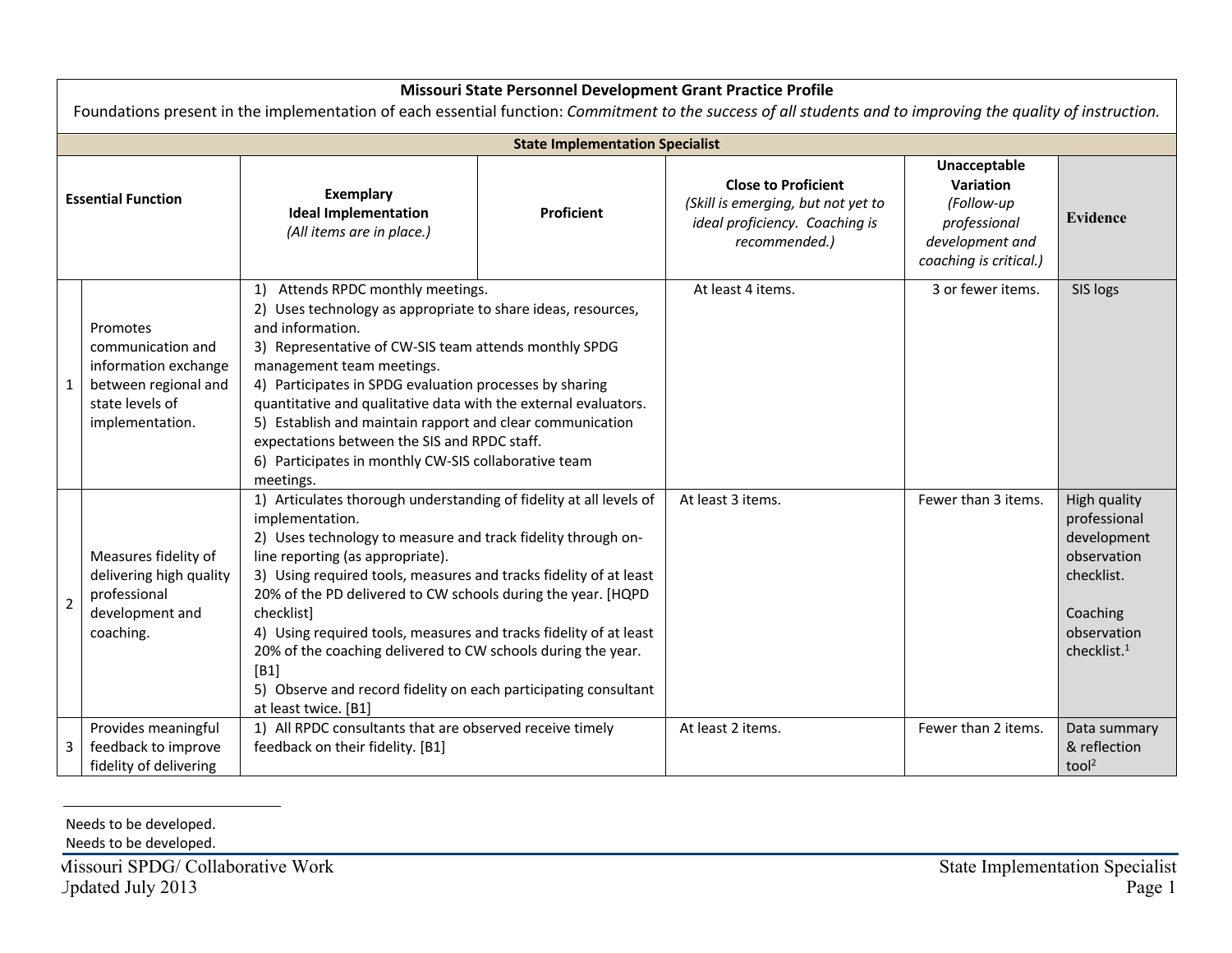## Missouri State Personnel Development Grant Practice Profile

Foundations present in the implementation of each essential function: *Commitment to the success of all students and to improving the quality of instruction.*

| | Essential Function | Exemplary Ideal Implementation *(All items are in place.)* | Proficient | Close to Proficient *(Skill is emerging, but not yet to ideal proficiency. Coaching is recommended.)* | Unacceptable Variation *(Follow-up professional development and coaching is critical.)* | Evidence |
|---|---|---|---|---|---|---|
| **State Implementation Specialist** | | | | | | |
| 1 | Promotes communication and information exchange between regional and state levels of implementation. | 1) Attends RPDC monthly meetings.<br>2) Uses technology as appropriate to share ideas, resources, and information.<br>3) Representative of CW-SIS team attends monthly SPDG management team meetings.<br>4) Participates in SPDG evaluation processes by sharing quantitative and qualitative data with the external evaluators.<br>5) Establish and maintain rapport and clear communication expectations between the SIS and RPDC staff.<br>6) Participates in monthly CW-SIS collaborative team meetings. | | At least 4 items. | 3 or fewer items. | SIS logs |
| 2 | Measures fidelity of delivering high quality professional development and coaching. | 1) Articulates thorough understanding of fidelity at all levels of implementation.<br>2) Uses technology to measure and track fidelity through on-line reporting (as appropriate).<br>3) Using required tools, measures and tracks fidelity of at least 20% of the PD delivered to CW schools during the year. [HQPD checklist]<br>4) Using required tools, measures and tracks fidelity of at least 20% of the coaching delivered to CW schools during the year. [B1]<br>5) Observe and record fidelity on each participating consultant at least twice. [B1] | | At least 3 items. | Fewer than 3 items. | High quality professional development observation checklist.<br><br>Coaching observation checklist.[1] |
| 3 | Provides meaningful feedback to improve fidelity of delivering | 1) All RPDC consultants that are observed receive timely feedback on their fidelity. [B1] | | At least 2 items. | Fewer than 2 items. | Data summary & reflection tool[2] |

[1] Needs to be developed.

[2] Needs to be developed.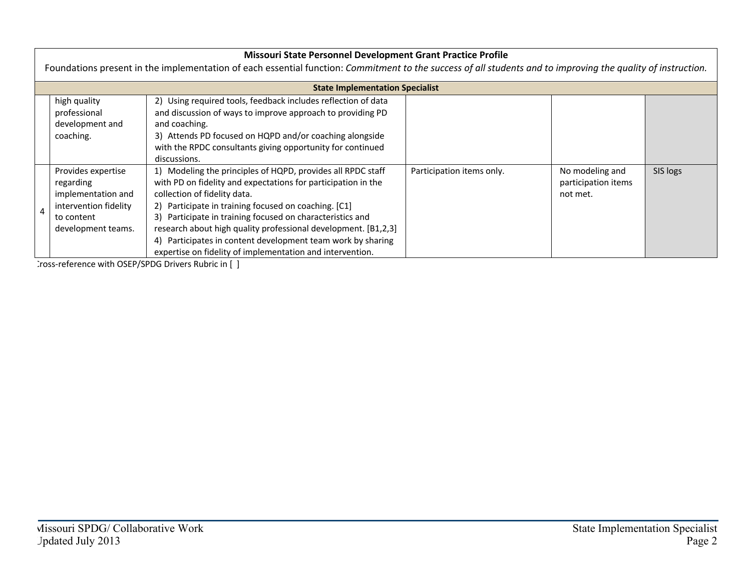**Missouri State Personnel Development Grant Practice Profile**

Foundations present in the implementation of each essential function: *Commitment to the success of all students and to improving the quality of instruction.*

| State Implementation Specialist | | | | | |
|---|---|---|---|---|---|
| | high quality professional development and coaching. | 2) Using required tools, feedback includes reflection of data and discussion of ways to improve approach to providing PD and coaching.<br>3) Attends PD focused on HQPD and/or coaching alongside with the RPDC consultants giving opportunity for continued discussions. | | | |
| 4 | Provides expertise regarding implementation and intervention fidelity to content development teams. | 1) Modeling the principles of HQPD, provides all RPDC staff with PD on fidelity and expectations for participation in the collection of fidelity data.<br>2) Participate in training focused on coaching. [C1]<br>3) Participate in training focused on characteristics and research about high quality professional development. [B1,2,3]<br>4) Participates in content development team work by sharing expertise on fidelity of implementation and intervention. | Participation items only. | No modeling and participation items not met. | SIS logs |

Cross-reference with OSEP/SPDG Drivers Rubric in [ ]